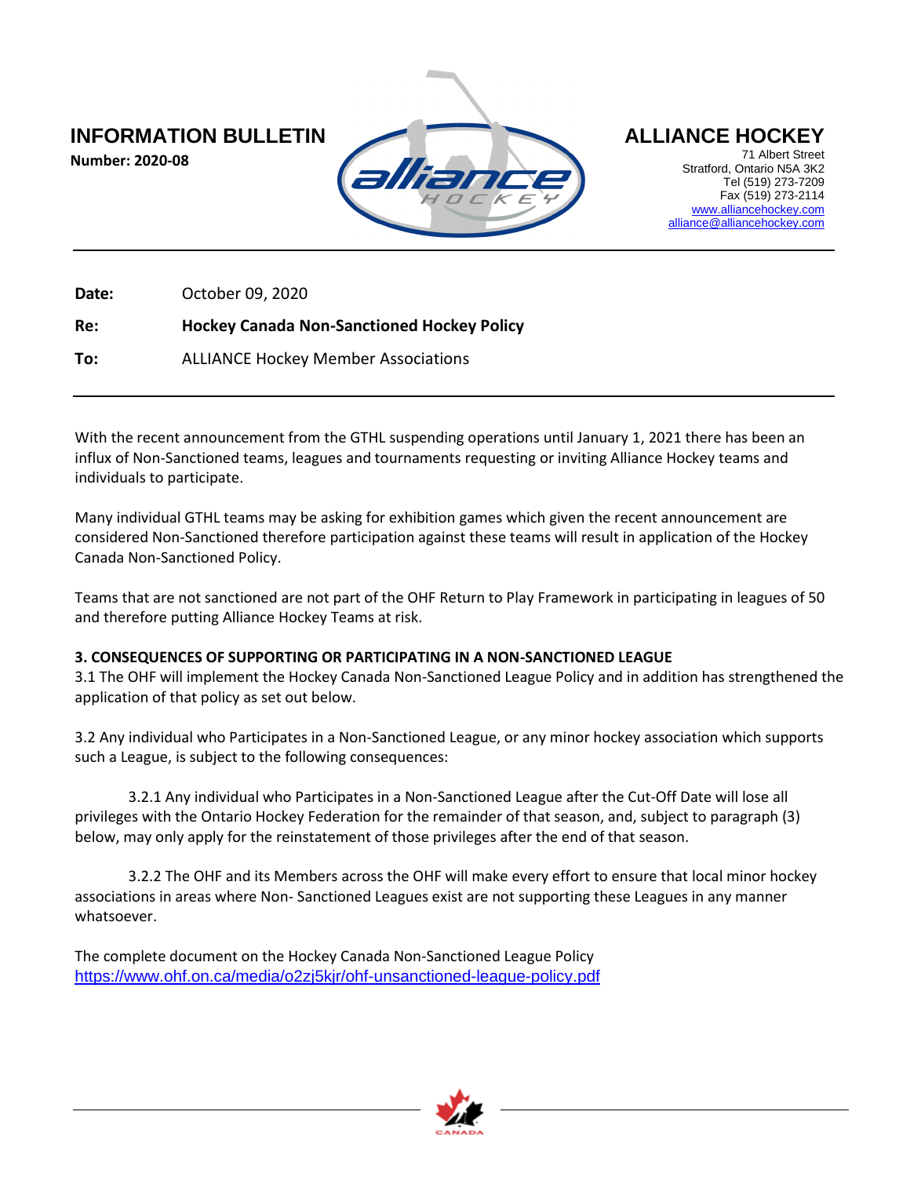**INFORMATION BULLETIN**

**Number: 2020-08**

**ALLIANCE HOCKEY**

71 Albert Street
Stratford, Ontario N5A 3K2
Tel (519) 273-7209
Fax (519) 273-2114
www.alliancehockey.com
alliance@alliancehockey.com

---

**Date:** October 09, 2020

**Re:** **Hockey Canada Non-Sanctioned Hockey Policy**

**To:** ALLIANCE Hockey Member Associations

---

With the recent announcement from the GTHL suspending operations until January 1, 2021 there has been an influx of Non-Sanctioned teams, leagues and tournaments requesting or inviting Alliance Hockey teams and individuals to participate.

Many individual GTHL teams may be asking for exhibition games which given the recent announcement are considered Non-Sanctioned therefore participation against these teams will result in application of the Hockey Canada Non-Sanctioned Policy.

Teams that are not sanctioned are not part of the OHF Return to Play Framework in participating in leagues of 50 and therefore putting Alliance Hockey Teams at risk.

**3. CONSEQUENCES OF SUPPORTING OR PARTICIPATING IN A NON-SANCTIONED LEAGUE**

3.1 The OHF will implement the Hockey Canada Non-Sanctioned League Policy and in addition has strengthened the application of that policy as set out below.

3.2 Any individual who Participates in a Non-Sanctioned League, or any minor hockey association which supports such a League, is subject to the following consequences:

3.2.1 Any individual who Participates in a Non-Sanctioned League after the Cut-Off Date will lose all privileges with the Ontario Hockey Federation for the remainder of that season, and, subject to paragraph (3) below, may only apply for the reinstatement of those privileges after the end of that season.

3.2.2 The OHF and its Members across the OHF will make every effort to ensure that local minor hockey associations in areas where Non- Sanctioned Leagues exist are not supporting these Leagues in any manner whatsoever.

The complete document on the Hockey Canada Non-Sanctioned League Policy
https://www.ohf.on.ca/media/o2zj5kjr/ohf-unsanctioned-league-policy.pdf